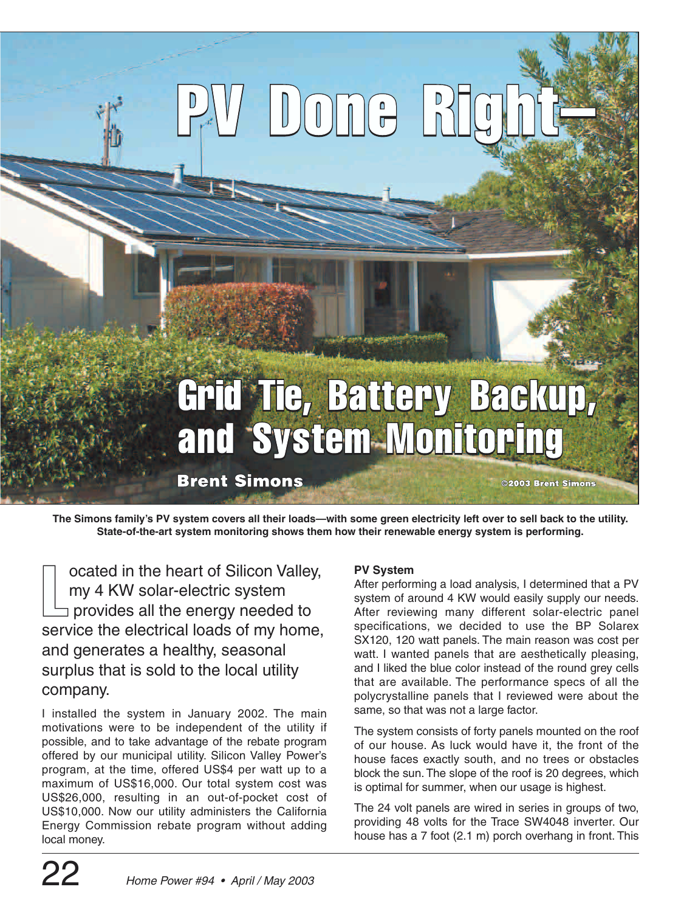# PV Done Right—

## Grid Tie, Battery Backup, and System Monitoring

**Brent Simons**

©2003 Brent Simons

**The Simons family's PV system covers all their loads—with some green electricity left over to sell back to the utility. State-of-the-art system monitoring shows them how their renewable energy system is performing.**

Located in the heart of Silicon Valley, my 4 KW solar-electric system provides all the energy needed to service the electrical loads of my home, and generates a healthy, seasonal surplus that is sold to the local utility company.

I installed the system in January 2002. The main motivations were to be independent of the utility if possible, and to take advantage of the rebate program offered by our municipal utility. Silicon Valley Power's program, at the time, offered US$4 per watt up to a maximum of US$16,000. Our total system cost was US$26,000, resulting in an out-of-pocket cost of US$10,000. Now our utility administers the California Energy Commission rebate program without adding local money.

**PV System**

After performing a load analysis, I determined that a PV system of around 4 KW would easily supply our needs. After reviewing many different solar-electric panel specifications, we decided to use the BP Solarex SX120, 120 watt panels. The main reason was cost per watt. I wanted panels that are aesthetically pleasing, and I liked the blue color instead of the round grey cells that are available. The performance specs of all the polycrystalline panels that I reviewed were about the same, so that was not a large factor.

The system consists of forty panels mounted on the roof of our house. As luck would have it, the front of the house faces exactly south, and no trees or obstacles block the sun. The slope of the roof is 20 degrees, which is optimal for summer, when our usage is highest.

The 24 volt panels are wired in series in groups of two, providing 48 volts for the Trace SW4048 inverter. Our house has a 7 foot (2.1 m) porch overhang in front. This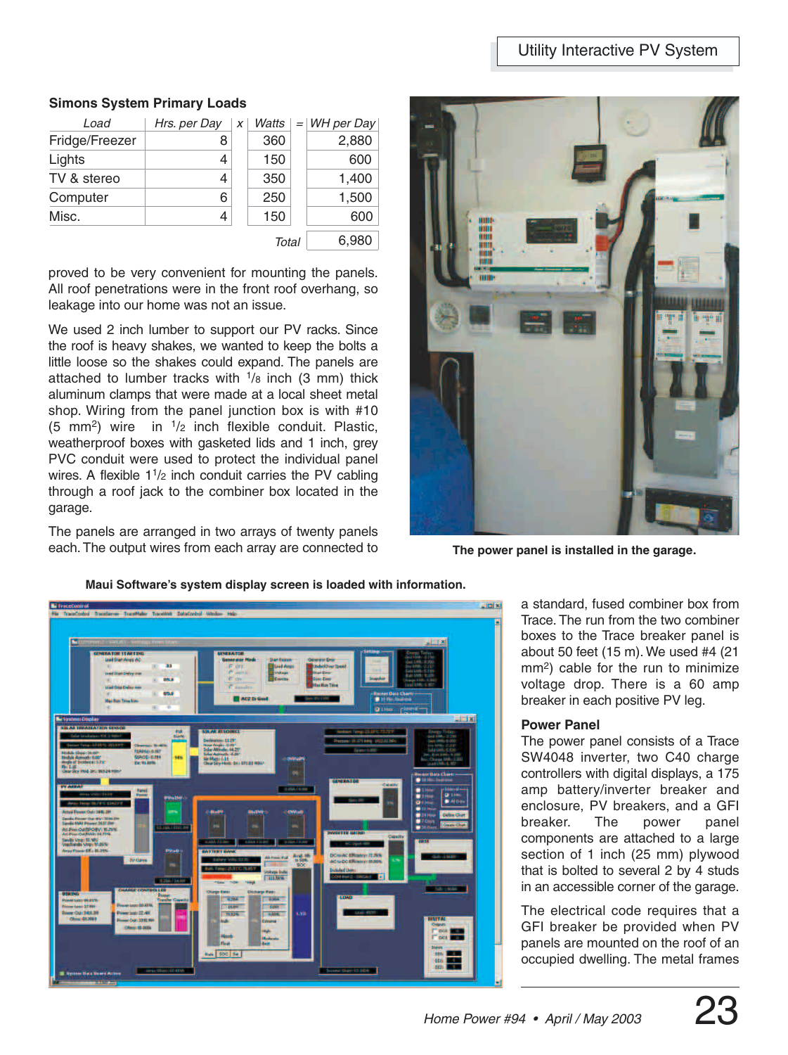### Simons System Primary Loads

| Load | Hrs. per Day | x | Watts | = | WH per Day |
|---|---|---|---|---|---|
| Fridge/Freezer | 8 | | 360 | | 2,880 |
| Lights | 4 | | 150 | | 600 |
| TV & stereo | 4 | | 350 | | 1,400 |
| Computer | 6 | | 250 | | 1,500 |
| Misc. | 4 | | 150 | | 600 |
| | | | Total | | 6,980 |

proved to be very convenient for mounting the panels. All roof penetrations were in the front roof overhang, so leakage into our home was not an issue.

We used 2 inch lumber to support our PV racks. Since the roof is heavy shakes, we wanted to keep the bolts a little loose so the shakes could expand. The panels are attached to lumber tracks with 1/8 inch (3 mm) thick aluminum clamps that were made at a local sheet metal shop. Wiring from the panel junction box is with #10 (5 $mm^2$) wire in 1/2 inch flexible conduit. Plastic, weatherproof boxes with gasketed lids and 1 inch, grey PVC conduit were used to protect the individual panel wires. A flexible 1 1/2 inch conduit carries the PV cabling through a roof jack to the combiner box located in the garage.

The panels are arranged in two arrays of twenty panels each. The output wires from each array are connected to a standard, fused combiner box from Trace. The run from the two combiner boxes to the Trace breaker panel is about 50 feet (15 m). We used #4 (21 $mm^2$) cable for the run to minimize voltage drop. There is a 60 amp breaker in each positive PV leg.

The power panel is installed in the garage.

Maui Software's system display screen is loaded with information.

### Power Panel

The power panel consists of a Trace SW4048 inverter, two C40 charge controllers with digital displays, a 175 amp battery/inverter breaker and enclosure, PV breakers, and a GFI breaker. The power panel components are attached to a large section of 1 inch (25 mm) plywood that is bolted to several 2 by 4 studs in an accessible corner of the garage.

The electrical code requires that a GFI breaker be provided when PV panels are mounted on the roof of an occupied dwelling. The metal frames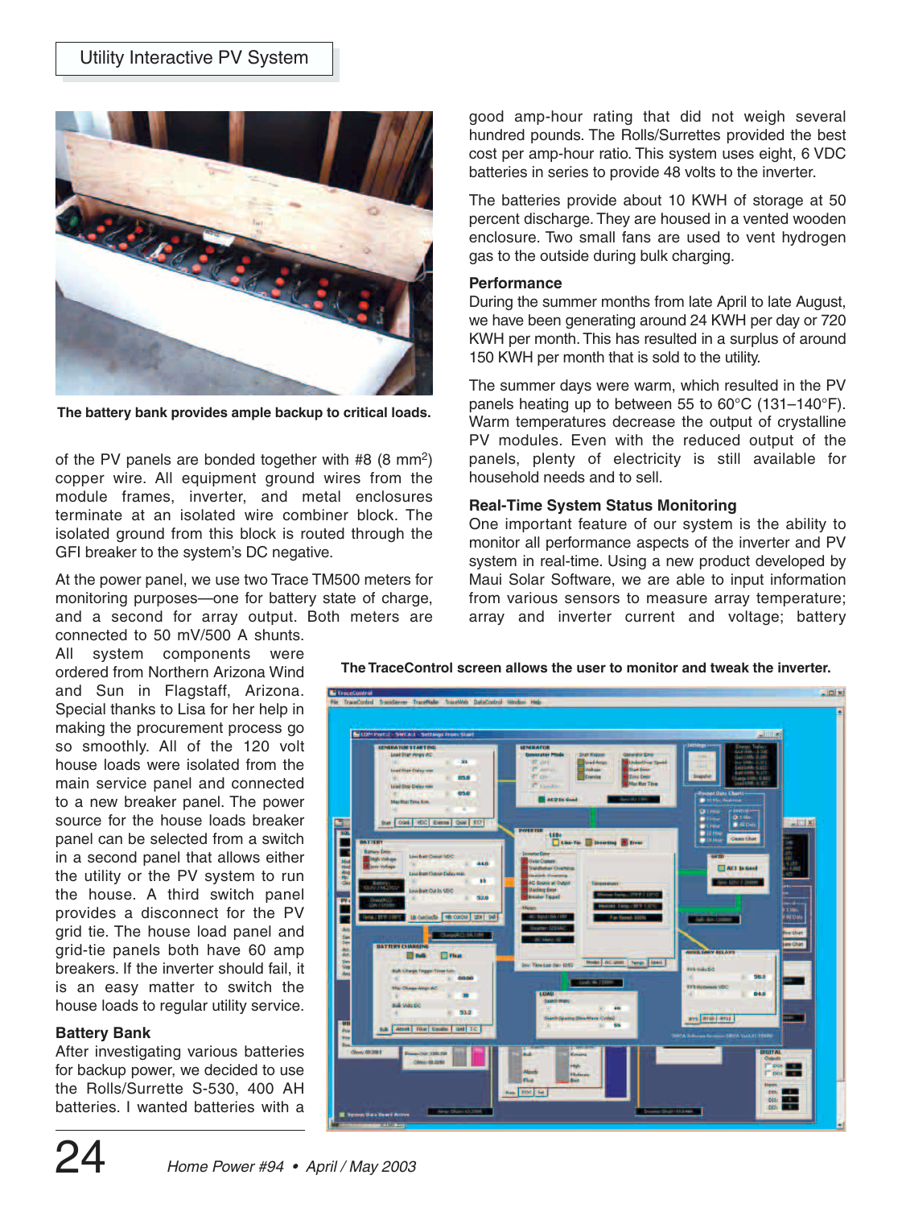The battery bank provides ample backup to critical loads.

of the PV panels are bonded together with #8 (8 $mm^2$) copper wire. All equipment ground wires from the module frames, inverter, and metal enclosures terminate at an isolated wire combiner block. The isolated ground from this block is routed through the GFI breaker to the system's DC negative.

At the power panel, we use two Trace TM500 meters for monitoring purposes—one for battery state of charge, and a second for array output. Both meters are connected to 50 mV/500 A shunts.

All system components were ordered from Northern Arizona Wind and Sun in Flagstaff, Arizona. Special thanks to Lisa for her help in making the procurement process go so smoothly. All of the 120 volt house loads were isolated from the main service panel and connected to a new breaker panel. The power source for the house loads breaker panel can be selected from a switch in a second panel that allows either the utility or the PV system to run the house. A third switch panel provides a disconnect for the PV grid tie. The house load panel and grid-tie panels both have 60 amp breakers. If the inverter should fail, it is an easy matter to switch the house loads to regular utility service.

### Battery Bank

After investigating various batteries for backup power, we decided to use the Rolls/Surrette S-530, 400 AH batteries. I wanted batteries with a good amp-hour rating that did not weigh several hundred pounds. The Rolls/Surrettes provided the best cost per amp-hour ratio. This system uses eight, 6 VDC batteries in series to provide 48 volts to the inverter.

The batteries provide about 10 KWH of storage at 50 percent discharge. They are housed in a vented wooden enclosure. Two small fans are used to vent hydrogen gas to the outside during bulk charging.

### Performance

During the summer months from late April to late August, we have been generating around 24 KWH per day or 720 KWH per month. This has resulted in a surplus of around 150 KWH per month that is sold to the utility.

The summer days were warm, which resulted in the PV panels heating up to between 55 to 60°C (131–140°F). Warm temperatures decrease the output of crystalline PV modules. Even with the reduced output of the panels, plenty of electricity is still available for household needs and to sell.

### Real-Time System Status Monitoring

One important feature of our system is the ability to monitor all performance aspects of the inverter and PV system in real-time. Using a new product developed by Maui Solar Software, we are able to input information from various sensors to measure array temperature; array and inverter current and voltage; battery

The TraceControl screen allows the user to monitor and tweak the inverter.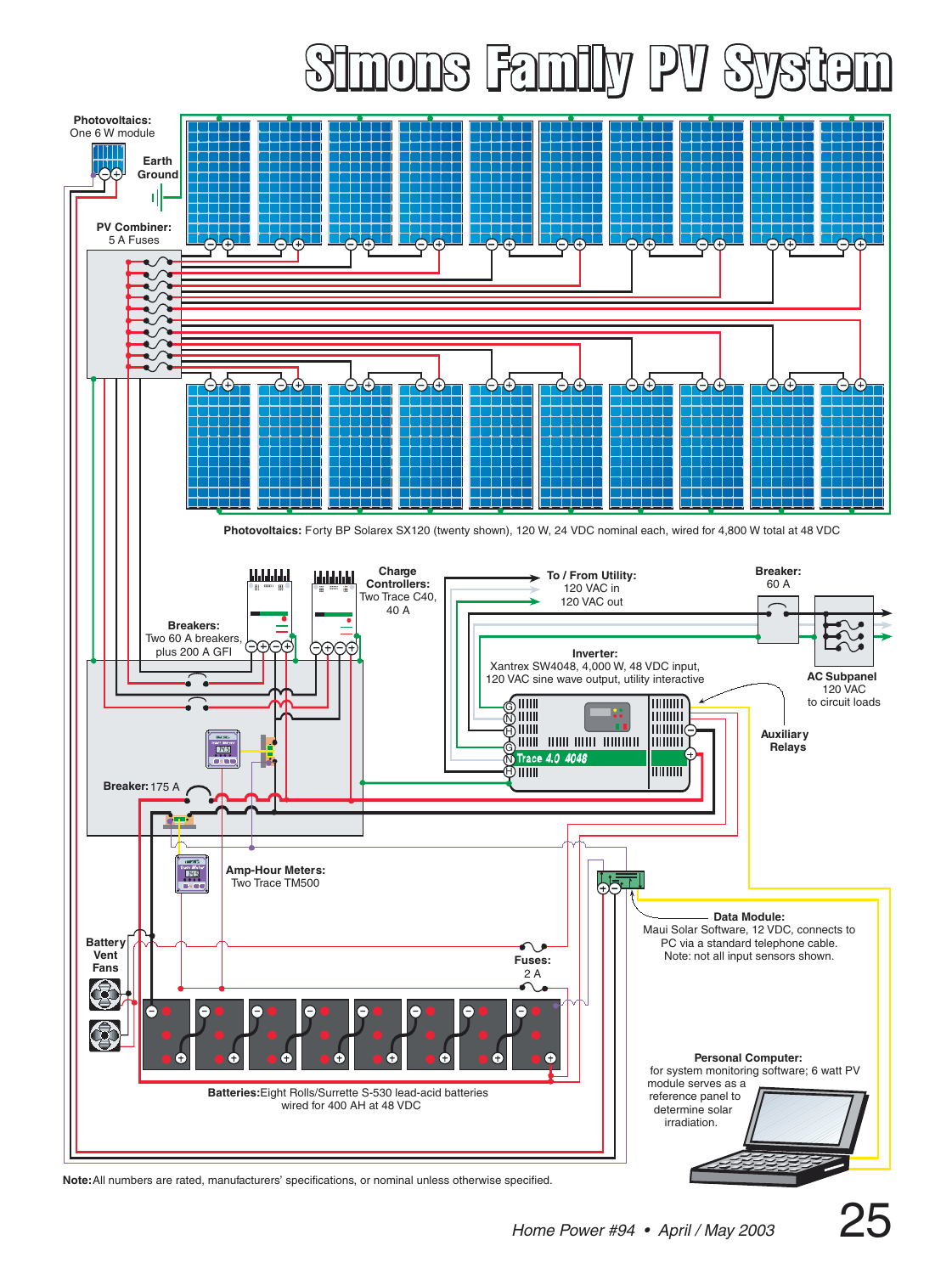# Simons Family PV System

**Photovoltaics:** One 6 W module

Earth Ground

**PV Combiner:** 5 A Fuses

**Photovoltaics:** Forty BP Solarex SX120 (twenty shown), 120 W, 24 VDC nominal each, wired for 4,800 W total at 48 VDC

**Charge Controllers:** Two Trace C40, 40 A

**To / From Utility:** 120 VAC in, 120 VAC out

**Breaker:** 60 A

**Breakers:** Two 60 A breakers, plus 200 A GFI

**Inverter:** Xantrex SW4048, 4,000 W, 48 VDC input, 120 VAC sine wave output, utility interactive

**AC Subpanel** 120 VAC to circuit loads

**Auxiliary Relays**

**Breaker:** 175 A

**Amp-Hour Meters:** Two Trace TM500

**Data Module:** Maui Solar Software, 12 VDC, connects to PC via a standard telephone cable. Note: not all input sensors shown.

**Battery Vent Fans**

**Fuses:** 2 A

**Batteries:** Eight Rolls/Surrette S-530 lead-acid batteries wired for 400 AH at 48 VDC

**Personal Computer:** for system monitoring software; 6 watt PV module serves as a reference panel to determine solar irradiation.

**Note:** All numbers are rated, manufacturers' specifications, or nominal unless otherwise specified.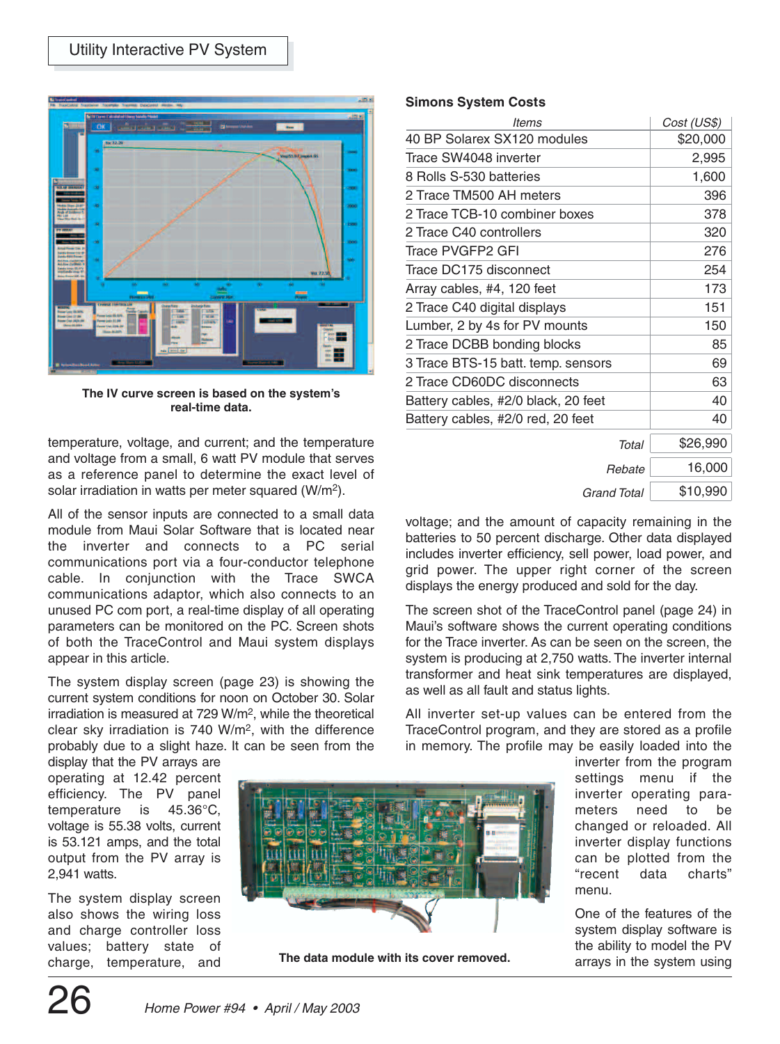The IV curve screen is based on the system's real-time data.

temperature, voltage, and current; and the temperature and voltage from a small, 6 watt PV module that serves as a reference panel to determine the exact level of solar irradiation in watts per meter squared (W/m$^2$).

All of the sensor inputs are connected to a small data module from Maui Solar Software that is located near the inverter and connects to a PC serial communications port via a four-conductor telephone cable. In conjunction with the Trace SWCA communications adaptor, which also connects to an unused PC com port, a real-time display of all operating parameters can be monitored on the PC. Screen shots of both the TraceControl and Maui system displays appear in this article.

The system display screen (page 23) is showing the current system conditions for noon on October 30. Solar irradiation is measured at 729 W/m$^2$, while the theoretical clear sky irradiation is 740 W/m$^2$, with the difference probably due to a slight haze. It can be seen from the display that the PV arrays are operating at 12.42 percent efficiency. The PV panel temperature is 45.36°C, voltage is 55.38 volts, current is 53.121 amps, and the total output from the PV array is 2,941 watts.

The system display screen also shows the wiring loss and charge controller loss values; battery state of charge, temperature, and voltage; and the amount of capacity remaining in the batteries to 50 percent discharge. Other data displayed includes inverter efficiency, sell power, load power, and grid power. The upper right corner of the screen displays the energy produced and sold for the day.

The screen shot of the TraceControl panel (page 24) in Maui's software shows the current operating conditions for the Trace inverter. As can be seen on the screen, the system is producing at 2,750 watts. The inverter internal transformer and heat sink temperatures are displayed, as well as all fault and status lights.

All inverter set-up values can be entered from the TraceControl program, and they are stored as a profile in memory. The profile may be easily loaded into the inverter from the program settings menu if the inverter operating parameters need to be changed or reloaded. All inverter display functions can be plotted from the "recent data charts" menu.

One of the features of the system display software is the ability to model the PV arrays in the system using

The data module with its cover removed.

### Simons System Costs

| *Items* | *Cost (US$)* |
|---|---|
| 40 BP Solarex SX120 modules | $20,000 |
| Trace SW4048 inverter | 2,995 |
| 8 Rolls S-530 batteries | 1,600 |
| 2 Trace TM500 AH meters | 396 |
| 2 Trace TCB-10 combiner boxes | 378 |
| 2 Trace C40 controllers | 320 |
| Trace PVGFP2 GFI | 276 |
| Trace DC175 disconnect | 254 |
| Array cables, #4, 120 feet | 173 |
| 2 Trace C40 digital displays | 151 |
| Lumber, 2 by 4s for PV mounts | 150 |
| 2 Trace DCBB bonding blocks | 85 |
| 3 Trace BTS-15 batt. temp. sensors | 69 |
| 2 Trace CD60DC disconnects | 63 |
| Battery cables, #2/0 black, 20 feet | 40 |
| Battery cables, #2/0 red, 20 feet | 40 |
| *Total* | $26,990 |
| *Rebate* | 16,000 |
| *Grand Total* | $10,990 |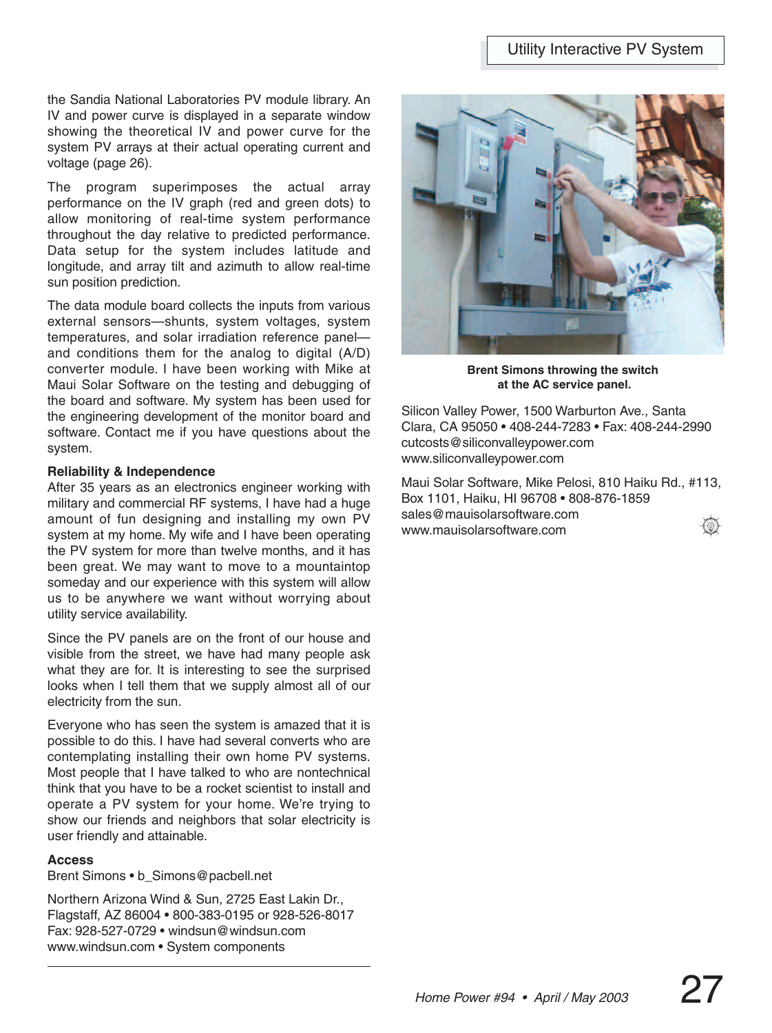the Sandia National Laboratories PV module library. An IV and power curve is displayed in a separate window showing the theoretical IV and power curve for the system PV arrays at their actual operating current and voltage (page 26).

The program superimposes the actual array performance on the IV graph (red and green dots) to allow monitoring of real-time system performance throughout the day relative to predicted performance. Data setup for the system includes latitude and longitude, and array tilt and azimuth to allow real-time sun position prediction.

The data module board collects the inputs from various external sensors—shunts, system voltages, system temperatures, and solar irradiation reference panel—and conditions them for the analog to digital (A/D) converter module. I have been working with Mike at Maui Solar Software on the testing and debugging of the board and software. My system has been used for the engineering development of the monitor board and software. Contact me if you have questions about the system.

**Reliability & Independence**

After 35 years as an electronics engineer working with military and commercial RF systems, I have had a huge amount of fun designing and installing my own PV system at my home. My wife and I have been operating the PV system for more than twelve months, and it has been great. We may want to move to a mountaintop someday and our experience with this system will allow us to be anywhere we want without worrying about utility service availability.

Since the PV panels are on the front of our house and visible from the street, we have had many people ask what they are for. It is interesting to see the surprised looks when I tell them that we supply almost all of our electricity from the sun.

Everyone who has seen the system is amazed that it is possible to do this. I have had several converts who are contemplating installing their own home PV systems. Most people that I have talked to who are nontechnical think that you have to be a rocket scientist to install and operate a PV system for your home. We're trying to show our friends and neighbors that solar electricity is user friendly and attainable.

**Access**

Brent Simons • b_Simons@pacbell.net

Northern Arizona Wind & Sun, 2725 East Lakin Dr., Flagstaff, AZ 86004 • 800-383-0195 or 928-526-8017 Fax: 928-527-0729 • windsun@windsun.com www.windsun.com • System components

**Brent Simons throwing the switch at the AC service panel.**

Silicon Valley Power, 1500 Warburton Ave., Santa Clara, CA 95050 • 408-244-7283 • Fax: 408-244-2990 cutcosts@siliconvalleypower.com www.siliconvalleypower.com

Maui Solar Software, Mike Pelosi, 810 Haiku Rd., #113, Box 1101, Haiku, HI 96708 • 808-876-1859 sales@mauisolarsoftware.com www.mauisolarsoftware.com